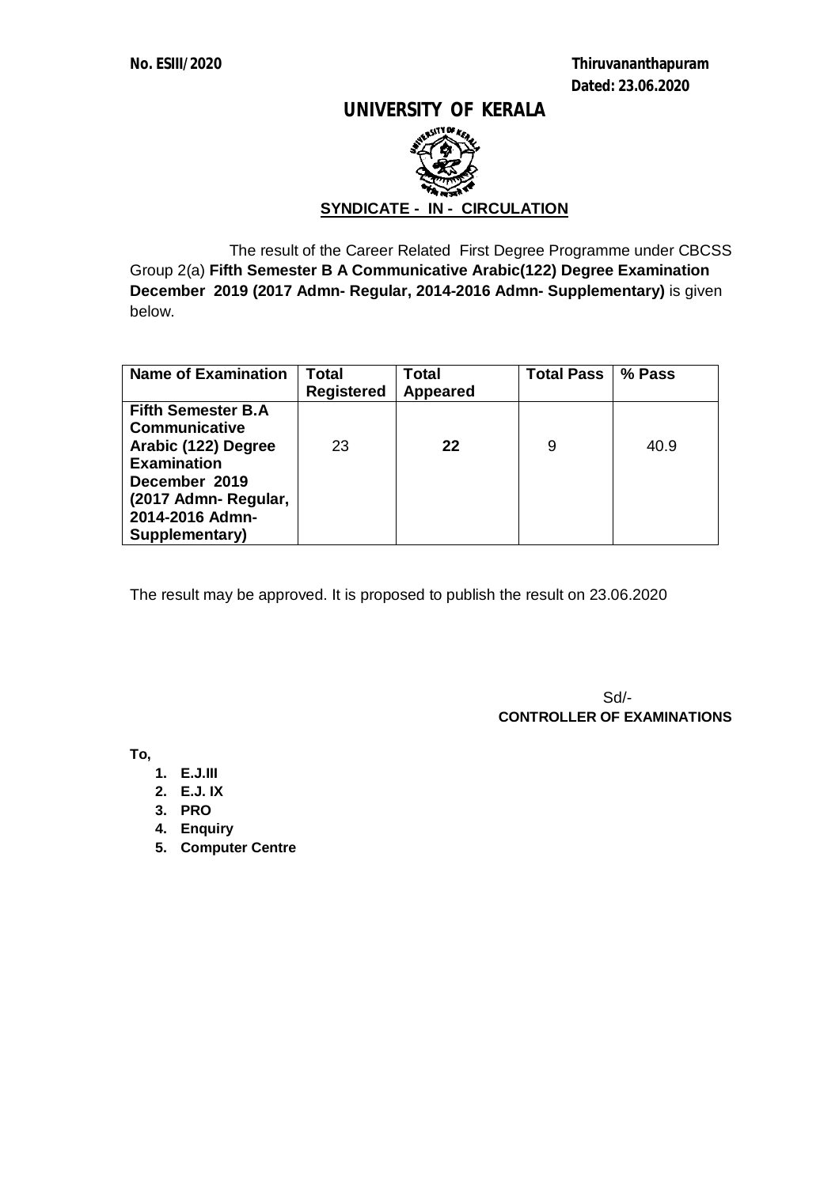**No. ESIII/2020** **Thiruvananthapuram**
**Dated: 23.06.2020**

# UNIVERSITY OF KERALA

## SYNDICATE - IN - CIRCULATION

The result of the Career Related First Degree Programme under CBCSS Group 2(a) **Fifth Semester B A Communicative Arabic(122) Degree Examination December 2019 (2017 Admn- Regular, 2014-2016 Admn- Supplementary)** is given below.

| Name of Examination | Total Registered | Total Appeared | Total Pass | % Pass |
|---|---|---|---|---|
| **Fifth Semester B.A Communicative Arabic (122) Degree Examination December 2019 (2017 Admn- Regular, 2014-2016 Admn- Supplementary)** | 23 | **22** | 9 | 40.9 |

The result may be approved. It is proposed to publish the result on 23.06.2020

Sd/-
**CONTROLLER OF EXAMINATIONS**

**To,**

1. **E.J.III**
2. **E.J. IX**
3. **PRO**
4. **Enquiry**
5. **Computer Centre**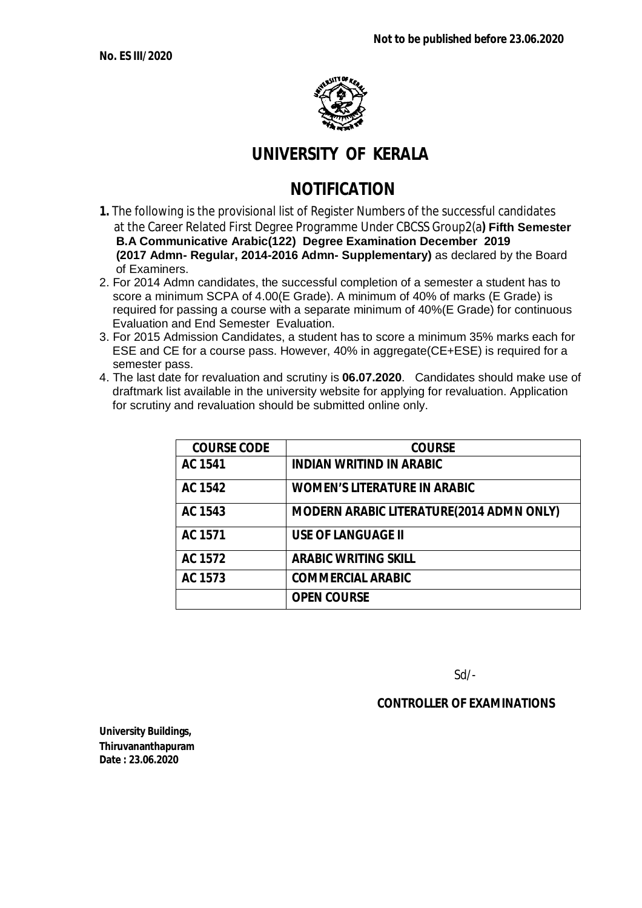**No. ES III/2020**

**Not to be published before 23.06.2020**

# UNIVERSITY OF KERALA

## NOTIFICATION

1. The following is the provisional list of Register Numbers of the successful candidates at the Career Related First Degree Programme Under CBCSS Group2(a**) Fifth Semester B.A Communicative Arabic(122) Degree Examination December 2019 (2017 Admn- Regular, 2014-2016 Admn- Supplementary)** as declared by the Board of Examiners.
2. For 2014 Admn candidates, the successful completion of a semester a student has to score a minimum SCPA of 4.00(E Grade). A minimum of 40% of marks (E Grade) is required for passing a course with a separate minimum of 40%(E Grade) for continuous Evaluation and End Semester Evaluation.
3. For 2015 Admission Candidates, a student has to score a minimum 35% marks each for ESE and CE for a course pass. However, 40% in aggregate(CE+ESE) is required for a semester pass.
4. The last date for revaluation and scrutiny is **06.07.2020**. Candidates should make use of draftmark list available in the university website for applying for revaluation. Application for scrutiny and revaluation should be submitted online only.

| COURSE CODE | COURSE |
|---|---|
| AC 1541 | INDIAN WRITIND IN ARABIC |
| AC 1542 | WOMEN'S LITERATURE IN ARABIC |
| AC 1543 | MODERN ARABIC LITERATURE(2014 ADMN ONLY) |
| AC 1571 | USE OF LANGUAGE II |
| AC 1572 | ARABIC WRITING SKILL |
| AC 1573 | COMMERCIAL ARABIC |
| | OPEN COURSE |

Sd/-

**CONTROLLER OF EXAMINATIONS**

**University Buildings,**
**Thiruvananthapuram**
**Date : 23.06.2020**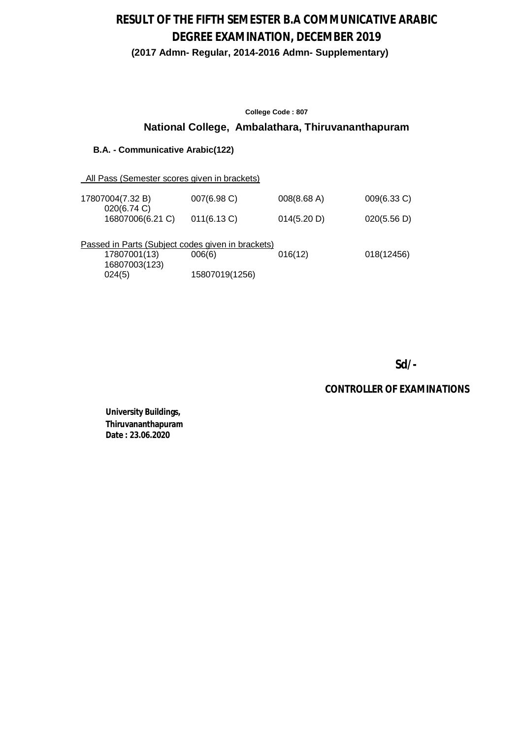# RESULT OF THE FIFTH SEMESTER B.A COMMUNICATIVE ARABIC DEGREE EXAMINATION, DECEMBER 2019

**(2017 Admn- Regular, 2014-2016 Admn- Supplementary)**

**College Code : 807**

## National College, Ambalathara, Thiruvananthapuram

**B.A. - Communicative Arabic(122)**

All Pass (Semester scores given in brackets)

| | | | |
|---|---|---|---|
| 17807004(7.32 B) | 007(6.98 C) | 008(8.68 A) | 009(6.33 C) |
| 020(6.74 C) | | | |
| 16807006(6.21 C) | 011(6.13 C) | 014(5.20 D) | 020(5.56 D) |

Passed in Parts (Subject codes given in brackets)

| | | | |
|---|---|---|---|
| 17807001(13) | 006(6) | 016(12) | 018(12456) |
| 16807003(123) | | | |
| 024(5) | 15807019(1256) | | |

**Sd/-**

**CONTROLLER OF EXAMINATIONS**

**University Buildings,**
**Thiruvananthapuram**
**Date : 23.06.2020**